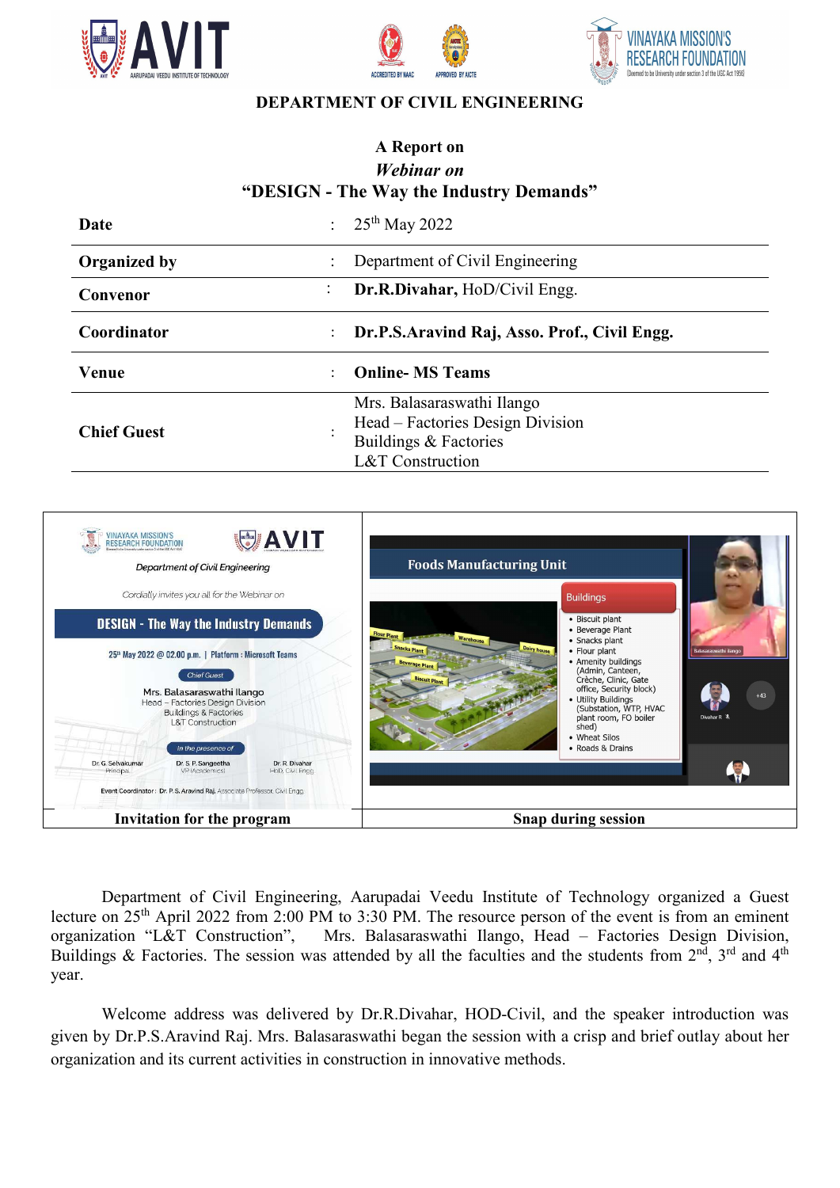## DEPARTMENT OF CIVIL ENGINEERING

**A Report on**

***Webinar on***

**"DESIGN - The Way the Industry Demands"**

| | | |
|---|---|---|
| **Date** | : | 25th May 2022 |
| **Organized by** | : | Department of Civil Engineering |
| **Convenor** | : | **Dr.R.Divahar,** HoD/Civil Engg. |
| **Coordinator** | : | **Dr.P.S.Aravind Raj, Asso. Prof., Civil Engg.** |
| **Venue** | : | **Online- MS Teams** |
| **Chief Guest** | : | Mrs. Balasaraswathi Ilango<br>Head – Factories Design Division<br>Buildings & Factories<br>L&T Construction |

| | |
|---|---|
| **Invitation for the program** | **Snap during session** |

Department of Civil Engineering, Aarupadai Veedu Institute of Technology organized a Guest lecture on 25th April 2022 from 2:00 PM to 3:30 PM. The resource person of the event is from an eminent organization "L&T Construction", Mrs. Balasaraswathi Ilango, Head – Factories Design Division, Buildings & Factories. The session was attended by all the faculties and the students from 2nd, 3rd and 4th year.

Welcome address was delivered by Dr.R.Divahar, HOD-Civil, and the speaker introduction was given by Dr.P.S.Aravind Raj. Mrs. Balasaraswathi began the session with a crisp and brief outlay about her organization and its current activities in construction in innovative methods.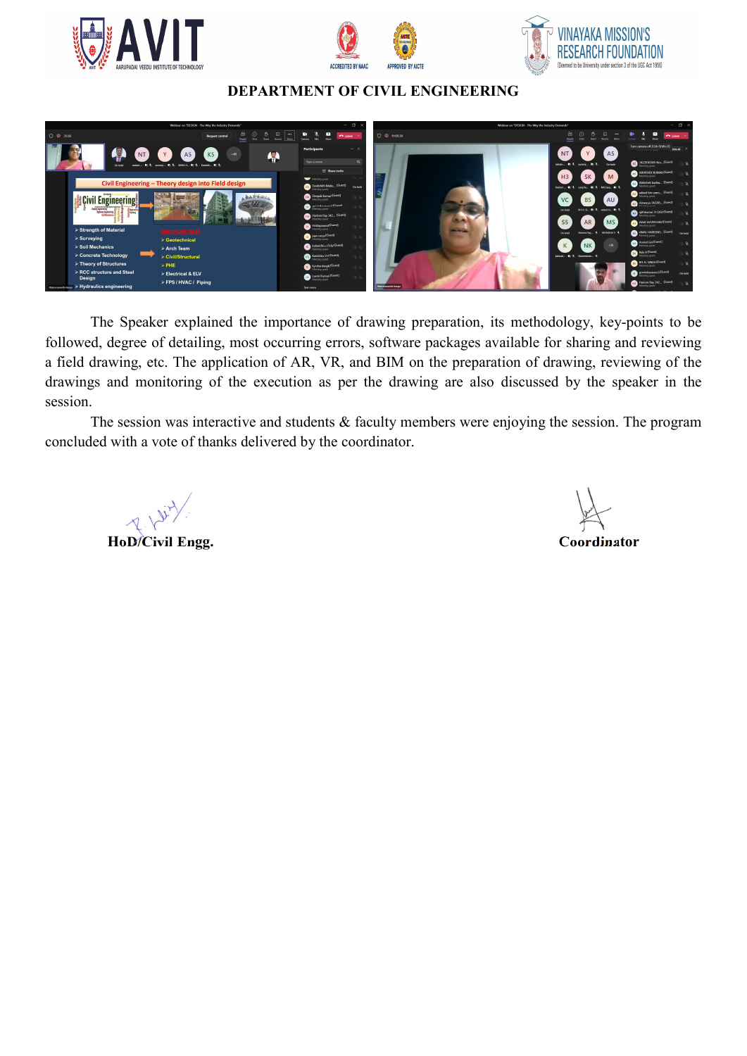## DEPARTMENT OF CIVIL ENGINEERING

The Speaker explained the importance of drawing preparation, its methodology, key-points to be followed, degree of detailing, most occurring errors, software packages available for sharing and reviewing a field drawing, etc. The application of AR, VR, and BIM on the preparation of drawing, reviewing of the drawings and monitoring of the execution as per the drawing are also discussed by the speaker in the session.

The session was interactive and students & faculty members were enjoying the session. The program concluded with a vote of thanks delivered by the coordinator.

**HoD/Civil Engg.**

**Coordinator**